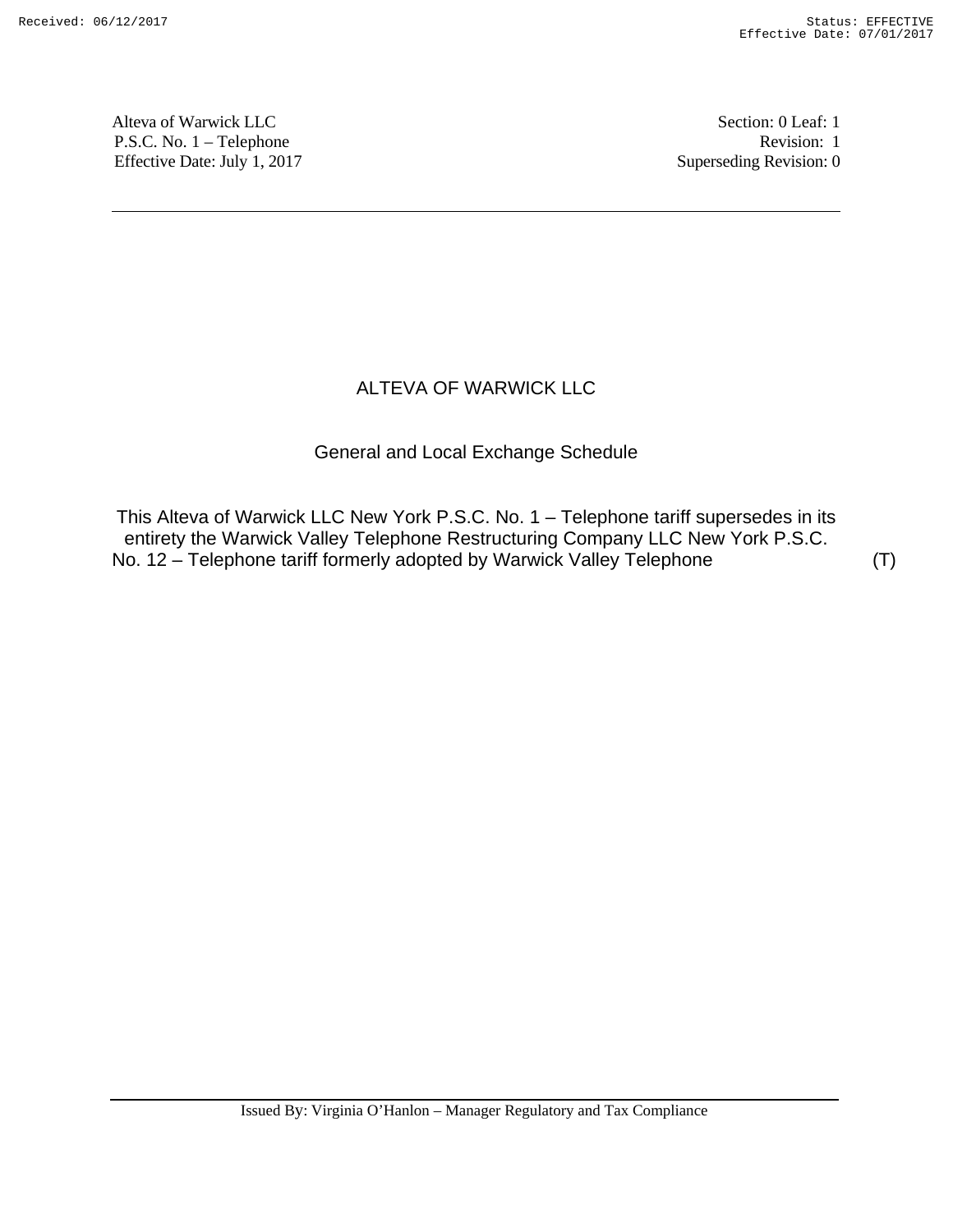Alteva of Warwick LLC
P.S.C. No. 1 – Telephone
Effective Date: July 1, 2017

Section: 0 Leaf: 1
Revision: 1
Superseding Revision: 0

# ALTEVA OF WARWICK LLC

## General and Local Exchange Schedule

This Alteva of Warwick LLC New York P.S.C. No. 1 – Telephone tariff supersedes in its entirety the Warwick Valley Telephone Restructuring Company LLC New York P.S.C. No. 12 – Telephone tariff formerly adopted by Warwick Valley Telephone (T)

Issued By: Virginia O'Hanlon – Manager Regulatory and Tax Compliance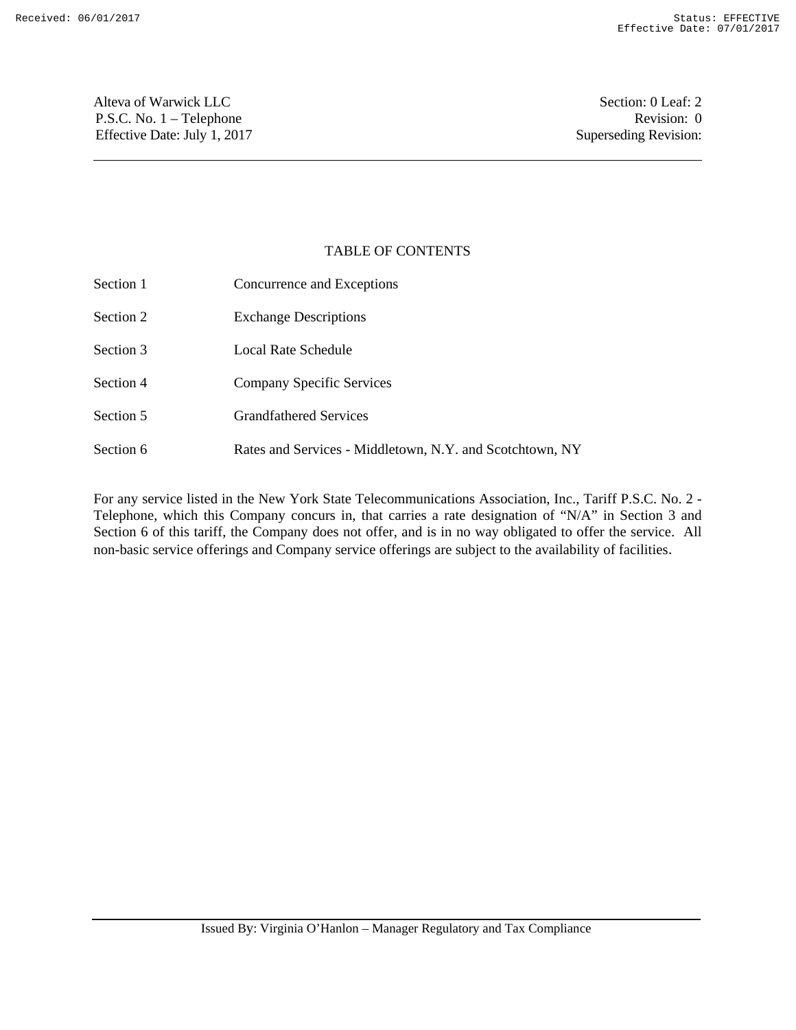Alteva of Warwick LLC
P.S.C. No. 1 – Telephone
Effective Date: July 1, 2017

Section: 0 Leaf: 2
Revision: 0
Superseding Revision:

# TABLE OF CONTENTS

| | |
|---|---|
| Section 1 | Concurrence and Exceptions |
| Section 2 | Exchange Descriptions |
| Section 3 | Local Rate Schedule |
| Section 4 | Company Specific Services |
| Section 5 | Grandfathered Services |
| Section 6 | Rates and Services - Middletown, N.Y. and Scotchtown, NY |

For any service listed in the New York State Telecommunications Association, Inc., Tariff P.S.C. No. 2 - Telephone, which this Company concurs in, that carries a rate designation of "N/A" in Section 3 and Section 6 of this tariff, the Company does not offer, and is in no way obligated to offer the service. All non-basic service offerings and Company service offerings are subject to the availability of facilities.

Issued By: Virginia O'Hanlon – Manager Regulatory and Tax Compliance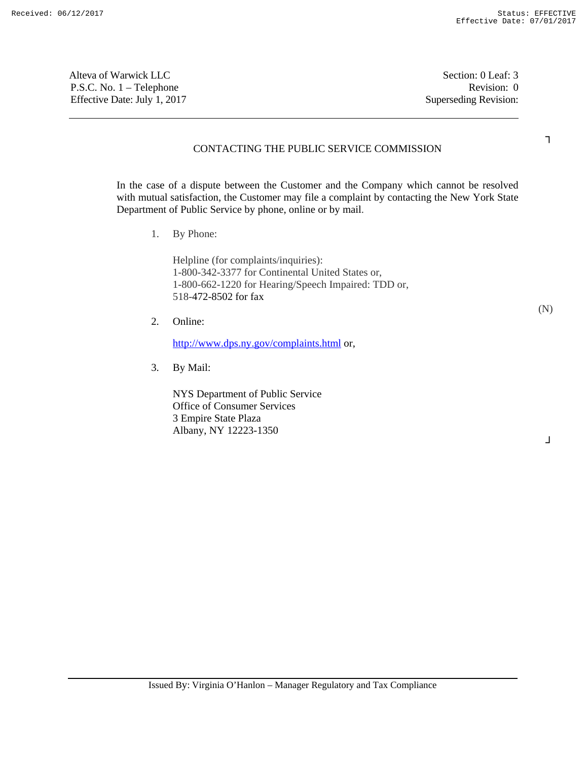Alteva of Warwick LLC
P.S.C. No. 1 – Telephone
Effective Date: July 1, 2017

Section: 0 Leaf: 3
Revision: 0
Superseding Revision:

## CONTACTING THE PUBLIC SERVICE COMMISSION

In the case of a dispute between the Customer and the Company which cannot be resolved with mutual satisfaction, the Customer may file a complaint by contacting the New York State Department of Public Service by phone, online or by mail.

1. By Phone:

   Helpline (for complaints/inquiries):
   1-800-342-3377 for Continental United States or,
   1-800-662-1220 for Hearing/Speech Impaired: TDD or,
   518-472-8502 for fax

   (N)

2. Online:

   http://www.dps.ny.gov/complaints.html or,

3. By Mail:

   NYS Department of Public Service
   Office of Consumer Services
   3 Empire State Plaza
   Albany, NY 12223-1350

Issued By: Virginia O'Hanlon – Manager Regulatory and Tax Compliance